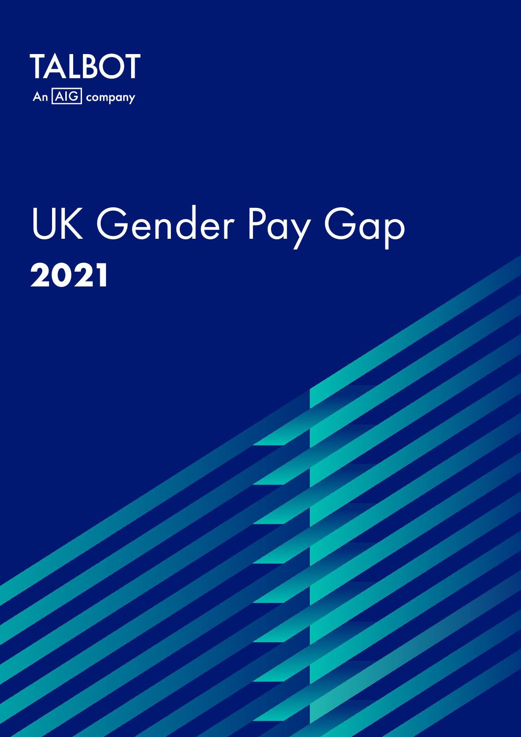TALBOT

An AIG company

# UK Gender Pay Gap

**2021**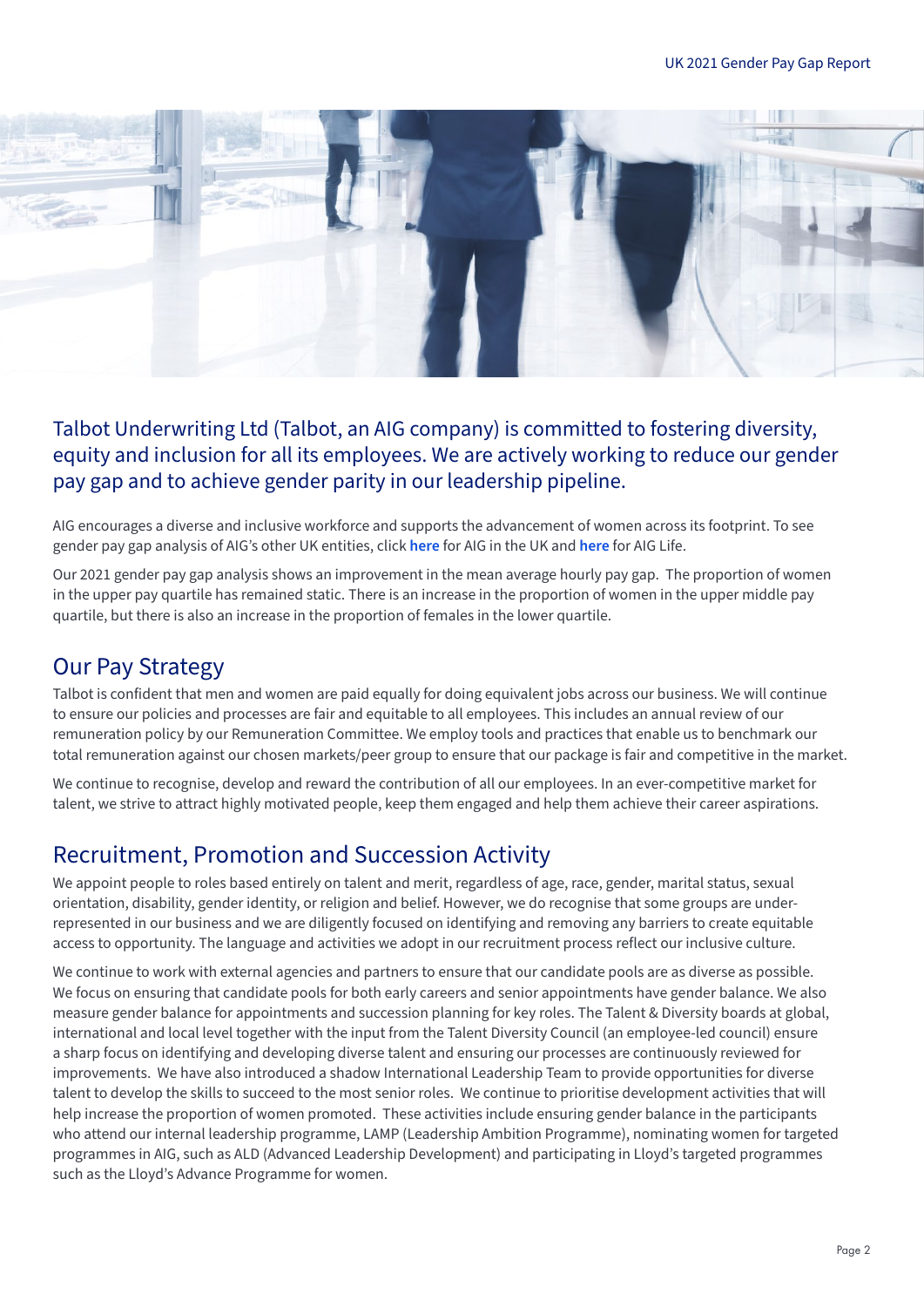## Talbot Underwriting Ltd (Talbot, an AIG company) is committed to fostering diversity, equity and inclusion for all its employees. We are actively working to reduce our gender pay gap and to achieve gender parity in our leadership pipeline.

AIG encourages a diverse and inclusive workforce and supports the advancement of women across its footprint. To see gender pay gap analysis of AIG's other UK entities, click **here** for AIG in the UK and **here** for AIG Life.

Our 2021 gender pay gap analysis shows an improvement in the mean average hourly pay gap. The proportion of women in the upper pay quartile has remained static. There is an increase in the proportion of women in the upper middle pay quartile, but there is also an increase in the proportion of females in the lower quartile.

## Our Pay Strategy

Talbot is confident that men and women are paid equally for doing equivalent jobs across our business. We will continue to ensure our policies and processes are fair and equitable to all employees. This includes an annual review of our remuneration policy by our Remuneration Committee. We employ tools and practices that enable us to benchmark our total remuneration against our chosen markets/peer group to ensure that our package is fair and competitive in the market.

We continue to recognise, develop and reward the contribution of all our employees. In an ever-competitive market for talent, we strive to attract highly motivated people, keep them engaged and help them achieve their career aspirations.

## Recruitment, Promotion and Succession Activity

We appoint people to roles based entirely on talent and merit, regardless of age, race, gender, marital status, sexual orientation, disability, gender identity, or religion and belief. However, we do recognise that some groups are under-represented in our business and we are diligently focused on identifying and removing any barriers to create equitable access to opportunity. The language and activities we adopt in our recruitment process reflect our inclusive culture.

We continue to work with external agencies and partners to ensure that our candidate pools are as diverse as possible. We focus on ensuring that candidate pools for both early careers and senior appointments have gender balance. We also measure gender balance for appointments and succession planning for key roles. The Talent & Diversity boards at global, international and local level together with the input from the Talent Diversity Council (an employee-led council) ensure a sharp focus on identifying and developing diverse talent and ensuring our processes are continuously reviewed for improvements. We have also introduced a shadow International Leadership Team to provide opportunities for diverse talent to develop the skills to succeed to the most senior roles. We continue to prioritise development activities that will help increase the proportion of women promoted. These activities include ensuring gender balance in the participants who attend our internal leadership programme, LAMP (Leadership Ambition Programme), nominating women for targeted programmes in AIG, such as ALD (Advanced Leadership Development) and participating in Lloyd's targeted programmes such as the Lloyd's Advance Programme for women.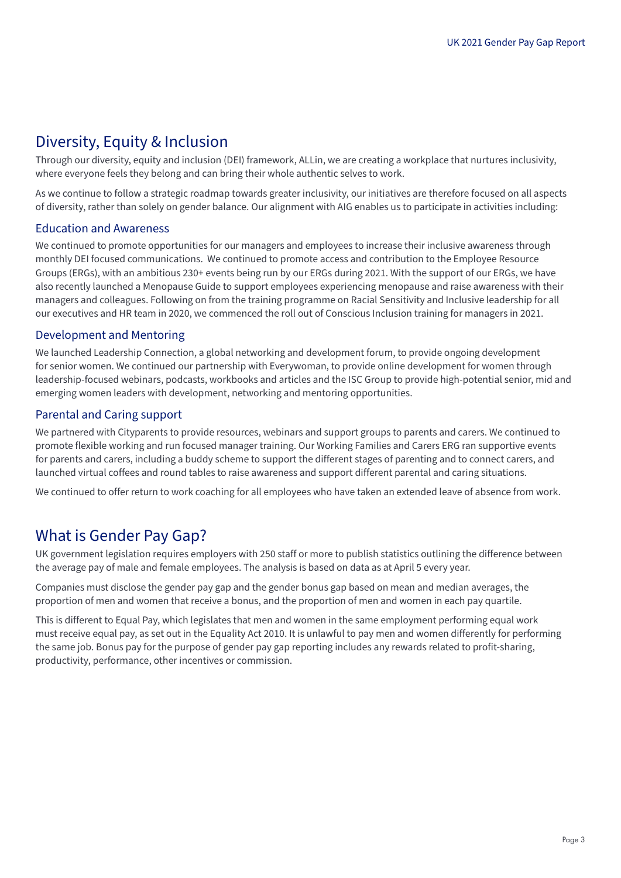## Diversity, Equity & Inclusion

Through our diversity, equity and inclusion (DEI) framework, ALLin, we are creating a workplace that nurtures inclusivity, where everyone feels they belong and can bring their whole authentic selves to work.

As we continue to follow a strategic roadmap towards greater inclusivity, our initiatives are therefore focused on all aspects of diversity, rather than solely on gender balance. Our alignment with AIG enables us to participate in activities including:

### Education and Awareness

We continued to promote opportunities for our managers and employees to increase their inclusive awareness through monthly DEI focused communications. We continued to promote access and contribution to the Employee Resource Groups (ERGs), with an ambitious 230+ events being run by our ERGs during 2021. With the support of our ERGs, we have also recently launched a Menopause Guide to support employees experiencing menopause and raise awareness with their managers and colleagues. Following on from the training programme on Racial Sensitivity and Inclusive leadership for all our executives and HR team in 2020, we commenced the roll out of Conscious Inclusion training for managers in 2021.

### Development and Mentoring

We launched Leadership Connection, a global networking and development forum, to provide ongoing development for senior women. We continued our partnership with Everywoman, to provide online development for women through leadership-focused webinars, podcasts, workbooks and articles and the ISC Group to provide high-potential senior, mid and emerging women leaders with development, networking and mentoring opportunities.

### Parental and Caring support

We partnered with Cityparents to provide resources, webinars and support groups to parents and carers. We continued to promote flexible working and run focused manager training. Our Working Families and Carers ERG ran supportive events for parents and carers, including a buddy scheme to support the different stages of parenting and to connect carers, and launched virtual coffees and round tables to raise awareness and support different parental and caring situations.

We continued to offer return to work coaching for all employees who have taken an extended leave of absence from work.

## What is Gender Pay Gap?

UK government legislation requires employers with 250 staff or more to publish statistics outlining the difference between the average pay of male and female employees. The analysis is based on data as at April 5 every year.

Companies must disclose the gender pay gap and the gender bonus gap based on mean and median averages, the proportion of men and women that receive a bonus, and the proportion of men and women in each pay quartile.

This is different to Equal Pay, which legislates that men and women in the same employment performing equal work must receive equal pay, as set out in the Equality Act 2010. It is unlawful to pay men and women differently for performing the same job. Bonus pay for the purpose of gender pay gap reporting includes any rewards related to profit-sharing, productivity, performance, other incentives or commission.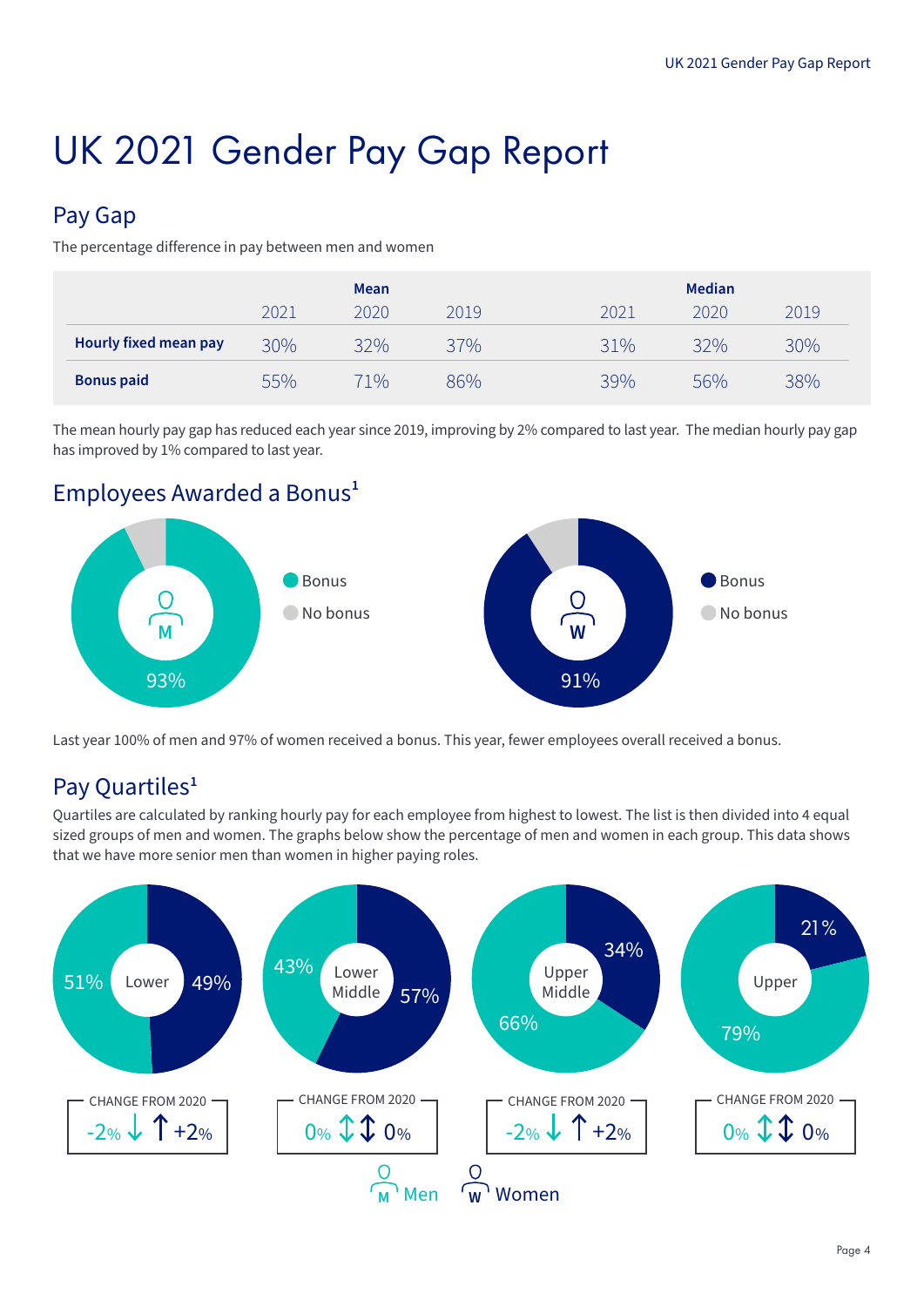# UK 2021 Gender Pay Gap Report

## Pay Gap

The percentage difference in pay between men and women

| | Mean | | | Median | | |
|---|---|---|---|---|---|---|
| | 2021 | 2020 | 2019 | 2021 | 2020 | 2019 |
| **Hourly fixed mean pay** | 30% | 32% | 37% | 31% | 32% | 30% |
| **Bonus paid** | 55% | 71% | 86% | 39% | 56% | 38% |

The mean hourly pay gap has reduced each year since 2019, improving by 2% compared to last year. The median hourly pay gap has improved by 1% compared to last year.

## Employees Awarded a Bonus[1]

M: Bonus 93%, No bonus

W: Bonus 91%, No bonus

Last year 100% of men and 97% of women received a bonus. This year, fewer employees overall received a bonus.

## Pay Quartiles[1]

Quartiles are calculated by ranking hourly pay for each employee from highest to lowest. The list is then divided into 4 equal sized groups of men and women. The graphs below show the percentage of men and women in each group. This data shows that we have more senior men than women in higher paying roles.

| Quartile | Men | Women | Change from 2020 (Men) | Change from 2020 (Women) |
|---|---|---|---|---|
| Lower | 51% | 49% | -2% | +2% |
| Lower Middle | 43% | 57% | 0% | 0% |
| Upper Middle | 66% | 34% | -2% | +2% |
| Upper | 79% | 21% | 0% | 0% |

M Men W Women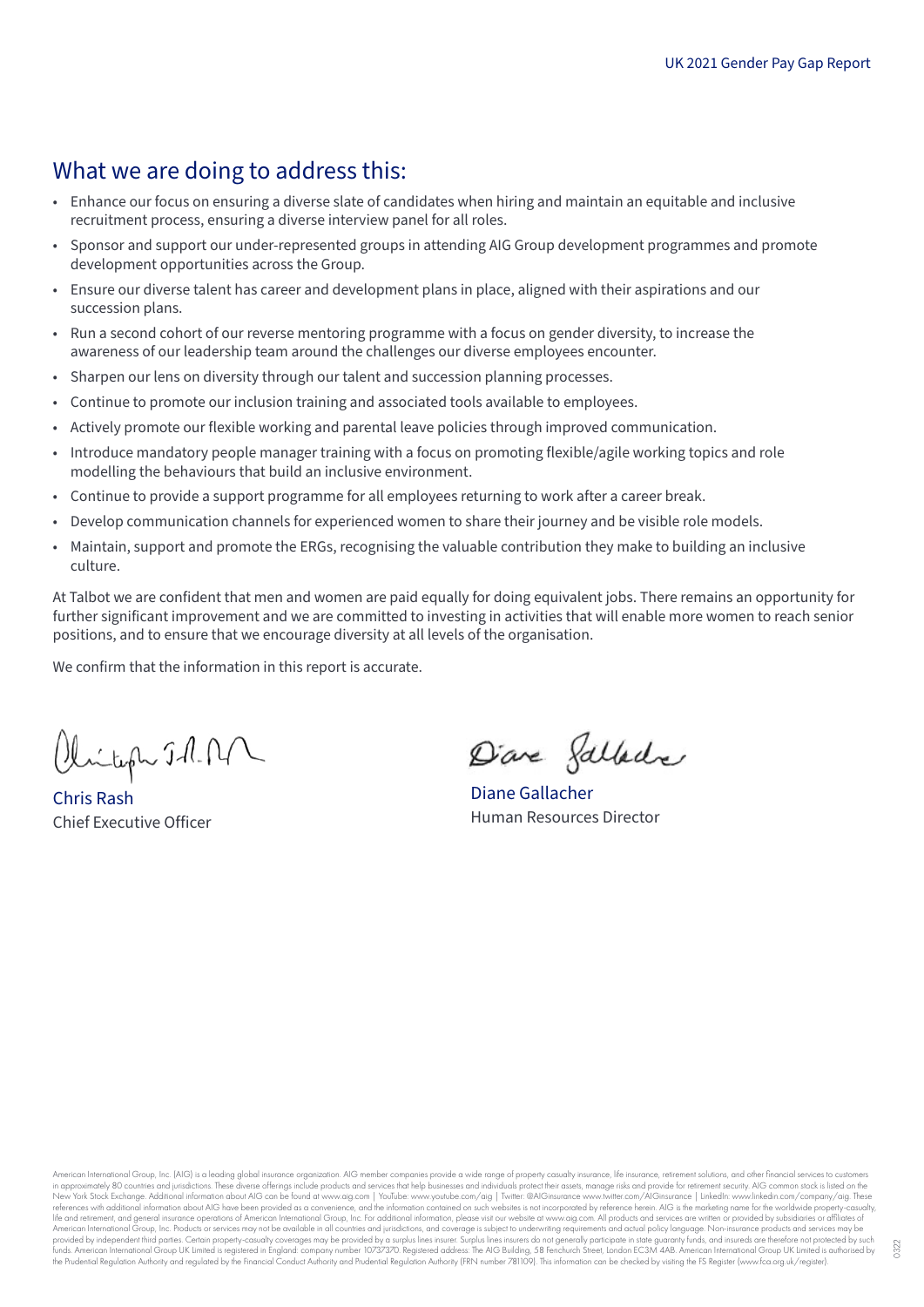## What we are doing to address this:

- Enhance our focus on ensuring a diverse slate of candidates when hiring and maintain an equitable and inclusive recruitment process, ensuring a diverse interview panel for all roles.
- Sponsor and support our under-represented groups in attending AIG Group development programmes and promote development opportunities across the Group.
- Ensure our diverse talent has career and development plans in place, aligned with their aspirations and our succession plans.
- Run a second cohort of our reverse mentoring programme with a focus on gender diversity, to increase the awareness of our leadership team around the challenges our diverse employees encounter.
- Sharpen our lens on diversity through our talent and succession planning processes.
- Continue to promote our inclusion training and associated tools available to employees.
- Actively promote our flexible working and parental leave policies through improved communication.
- Introduce mandatory people manager training with a focus on promoting flexible/agile working topics and role modelling the behaviours that build an inclusive environment.
- Continue to provide a support programme for all employees returning to work after a career break.
- Develop communication channels for experienced women to share their journey and be visible role models.
- Maintain, support and promote the ERGs, recognising the valuable contribution they make to building an inclusive culture.

At Talbot we are confident that men and women are paid equally for doing equivalent jobs. There remains an opportunity for further significant improvement and we are committed to investing in activities that will enable more women to reach senior positions, and to ensure that we encourage diversity at all levels of the organisation.

We confirm that the information in this report is accurate.

Chris Rash
Chief Executive Officer

Diane Gallacher
Human Resources Director

American International Group, Inc. (AIG) is a leading global insurance organization. AIG member companies provide a wide range of property casualty insurance, life insurance, retirement solutions, and other financial services to customers in approximately 80 countries and jurisdictions. These diverse offerings include products and services that help businesses and individuals protect their assets, manage risks and provide for retirement security. AIG common stock is listed on the New York Stock Exchange. Additional information about AIG can be found at www.aig.com | YouTube: www.youtube.com/aig | Twitter: @AIGinsurance www.twitter.com/AIGinsurance | LinkedIn: www.linkedin.com/company/aig. These references with additional information about AIG have been provided as a convenience, and the information contained on such websites is not incorporated by reference herein. AIG is the marketing name for the worldwide property-casualty, life and retirement, and general insurance operations of American International Group, Inc. For additional information, please visit our website at www.aig.com. All products and services are written or provided by subsidiaries or affiliates of American International Group, Inc. Products or services may not be available in all countries and jurisdictions, and coverage is subject to underwriting requirements and actual policy language. Non-insurance products and services may be provided by independent third parties. Certain property-casualty coverages may be provided by a surplus lines insurer. Surplus lines insurers do not generally participate in state guaranty funds, and insureds are therefore not protected by such funds. American International Group UK Limited is registered in England: company number 10737370. Registered address: The AIG Building, 58 Fenchurch Street, London EC3M 4AB. American International Group UK Limited is authorised by the Prudential Regulation Authority and regulated by the Financial Conduct Authority and Prudential Regulation Authority (FRN number 781109). This information can be checked by visiting the FS Register (www.fca.org.uk/register).

0322